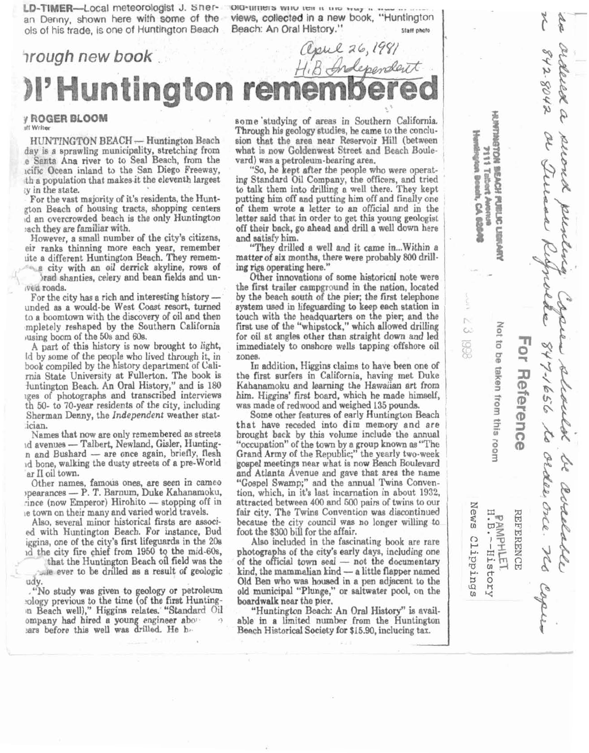LD-TIMER—Local meteorologist J. Sherman Denny, shown here with some of the tools of his trade, is one of Huntington Beach old-timers who tell it the way it was ... views, collected in a new book, "Huntington Beach: An Oral History."

Staff photo

April 26, 1981
H.B. Independent

## through new book

# Ol' Huntington remembered

By ROGER BLOOM
Staff Writer

HUNTINGTON BEACH — Huntington Beach today is a sprawling municipality, stretching from the Santa Ana river to to Seal Beach, from the Pacific Ocean inland to the San Diego Freeway, with a population that makes it the eleventh largest city in the state.

For the vast majority of it's residents, the Huntington Beach of housing tracts, shopping centers and an overcrowded beach is the only Huntington Beach they are familiar with.

However, a small number of the city's citizens, their ranks thinning more each year, remember quite a different Huntington Beach. They remember a city with an oil derrick skyline, rows of ...rad shanties, celery and bean fields and unpaved roads.

For the city has a rich and interesting history — founded as a would-be West Coast resort, turned into a boomtown with the discovery of oil and then completely reshaped by the Southern California housing boom of the 50s and 60s.

A part of this history is now brought to light, told by some of the people who lived through it, in a book compiled by the history department of California State University at Fullerton. The book is "Huntington Beach. An Oral History," and is 180 pages of photographs and transcribed interviews with 50- to 70-year residents of the city, including Sherman Denny, the *Independent* weather statistician.

Names that now are only remembered as streets and avenues — Talbert, Newland, Gisler, Huntington and Bushard — are once again, briefly, flesh and bone, walking the dusty streets of a pre-World War II oil town.

Other names, famous ones, are seen in cameo appearances — P. T. Barnum, Duke Kahanamoku, Prince (now Emperor) Hirohito — stopping off in the town on their many and varied world travels.

Also, several minor historical firsts are associated with Huntington Beach. For instance, Bud Higgins, one of the city's first lifeguards in the 20s and the city fire chief from 1950 to the mid-60s, ... that the Huntington Beach oil field was the ...e ever to be drilled as a result of geologic study.

"No study was given to geology or petroleum geology previous to the time (of the first Huntington Beach well)," Higgins relates. "Standard Oil Company had hired a young engineer about ... years before this well was drilled. He h... some studying of areas in Southern California. Through his geology studies, he came to the conclusion that the area near Reservoir Hill (between what is now Goldenwest Street and Beach Boulevard) was a petroleum-bearing area.

"So, he kept after the people who were operating Standard Oil Company, the officers, and tried to talk them into drilling a well there. They kept putting him off and putting him off and finally one of them wrote a letter to an official and in the letter said that in order to get this young geologist off their back, go ahead and drill a well down here and satisfy him.

"They drilled a well and it came in...Within a matter of six months, there were probably 800 drilling rigs operating here."

Other innovations of some historical note were the first trailer campground in the nation, located by the beach south of the pier; the first telephone system used in lifeguarding to keep each station in touch with the headquarters on the pier; and the first use of the "whipstock," which allowed drilling for oil at angles other than straight down and led immediately to onshore wells tapping offshore oil zones.

In addition, Higgins claims to have been one of the first surfers in California, having met Duke Kahanamoku and learning the Hawaiian art from him. Higgins' first board, which he made himself, was made of redwood and weighed 135 pounds.

Some other features of early Huntington Beach that have receded into dim memory and are brought back by this volume include the annual "occupation" of the town by a group known as "The Grand Army of the Republic;" the yearly two-week gospel meetings near what is now Beach Boulevard and Atlanta Avenue and gave that area the name "Gospel Swamp;" and the annual Twins Convention, which, in it's last incarnation in about 1932, attracted between 400 and 500 pairs of twins to our fair city. The Twins Convention was discontinued because the city council was no longer willing to foot the $300 bill for the affair.

Also included in the fascinating book are rare photographs of the city's early days, including one of the official town seal — not the documentary kind, the mammalian kind — a little flapper named Old Ben who was housed in a pen adjacent to the old municipal "Plunge," or saltwater pool, on the boardwalk near the pier.

"Huntington Beach: An Oral History" is available in a limited number from the Huntington Beach Historical Society for $15.90, inclucing tax.

HUNTINGTON BEACH PUBLIC LIBRARY
7111 Talbert Avenue
Huntington Beach, CA 92648

JUN 23 1998

**For Reference**

Not to be taken from this room

REFERENCE
PAMPHLET
H.B.--History
News Clippings

...ordered a second printing. Copies should be available ... 842-8042 or Jimmy Ripple 847-1656 to order one. No copies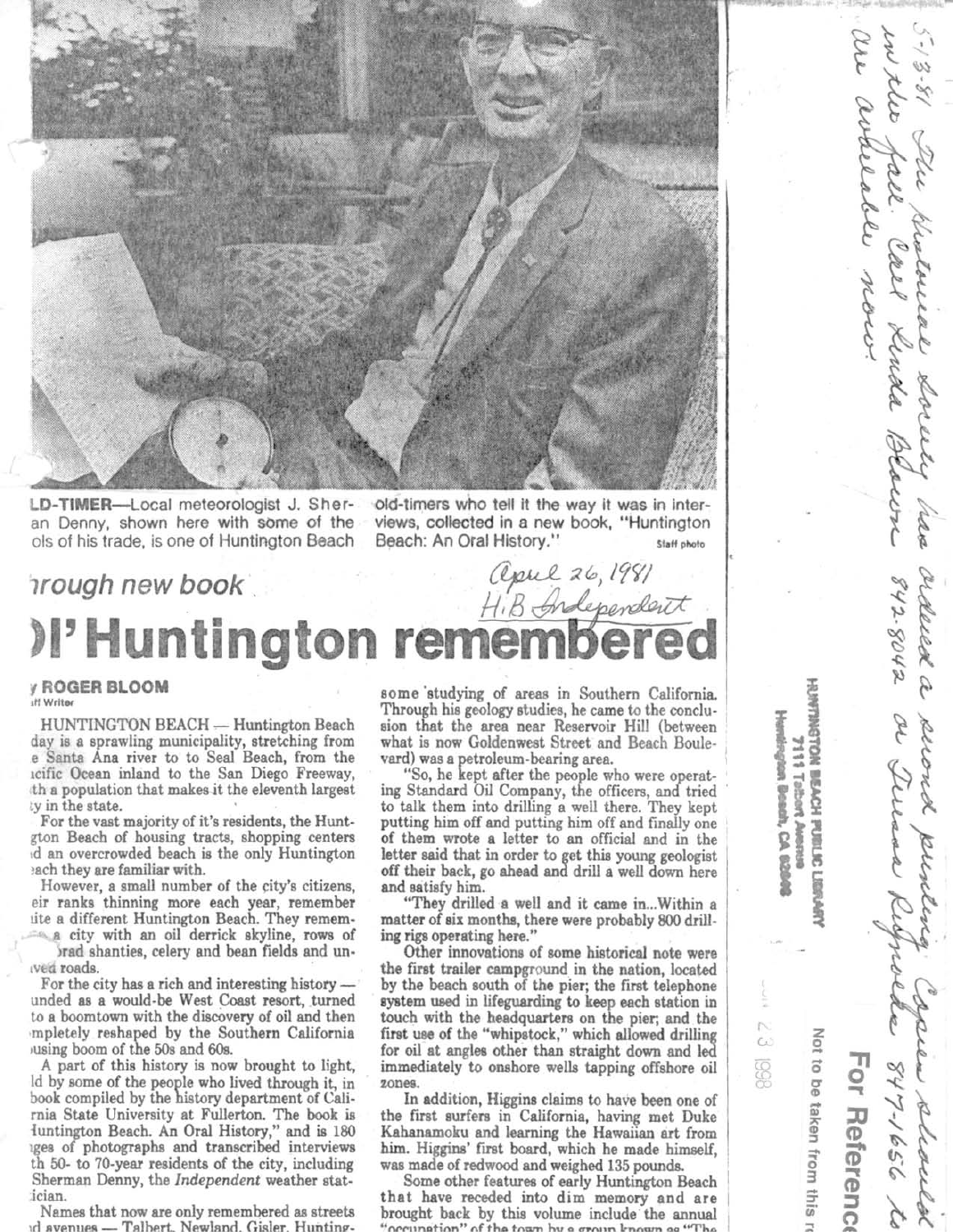LD-TIMER—Local meteorologist J. Sherman Denny, shown here with some of the tools of his trade, is one of Huntington Beach old-timers who tell it the way it was in interviews, collected in a new book, "Huntington Beach: An Oral History." Staff photo

## rough new book

April 26, 1981
H.B Independent

# l' Huntington remembered

y ROGER BLOOM
ff Writer

HUNTINGTON BEACH — Huntington Beach day is a sprawling municipality, stretching from e Santa Ana river to to Seal Beach, from the cific Ocean inland to the San Diego Freeway, th a population that makes it the eleventh largest ty in the state.

For the vast majority of it's residents, the Huntgton Beach of housing tracts, shopping centers d an overcrowded beach is the only Huntington ach they are familiar with.

However, a small number of the city's citizens, eir ranks thinning more each year, remember ite a different Huntington Beach. They rememb a city with an oil derrick skyline, rows of rad shanties, celery and bean fields and unved roads.

For the city has a rich and interesting history — unded as a would-be West Coast resort, turned to a boomtown with the discovery of oil and then mpletely reshaped by the Southern California using boom of the 50s and 60s.

A part of this history is now brought to light, ld by some of the people who lived through it, in book compiled by the history department of California State University at Fullerton. The book is Huntington Beach. An Oral History," and is 180 ges of photographs and transcribed interviews th 50- to 70-year residents of the city, including Sherman Denny, the *Independent* weather statician.

Names that now are only remembered as streets d avenues — Talbert, Newland, Gisler, Hunting-

some studying of areas in Southern California. Through his geology studies, he came to the conclusion that the area near Reservoir Hill (between what is now Goldenwest Street and Beach Boulevard) was a petroleum-bearing area.

"So, he kept after the people who were operating Standard Oil Company, the officers, and tried to talk them into drilling a well there. They kept putting him off and putting him off and finally one of them wrote a letter to an official and in the letter said that in order to get this young geologist off their back, go ahead and drill a well down here and satisfy him.

"They drilled a well and it came in...Within a matter of six months, there were probably 800 drilling rigs operating here."

Other innovations of some historical note were the first trailer campground in the nation, located by the beach south of the pier; the first telephone system used in lifeguarding to keep each station in touch with the headquarters on the pier; and the first use of the "whipstock," which allowed drilling for oil at angles other than straight down and led immediately to onshore wells tapping offshore oil zones.

In addition, Higgins claims to have been one of the first surfers in California, having met Duke Kahanamoku and learning the Hawaiian art from him. Higgins' first board, which he made himself, was made of redwood and weighed 135 pounds.

Some other features of early Huntington Beach that have receded into dim memory and are brought back by this volume include the annual "occupation" of the town by a group known as "The

5-13-81 The Historical Society has ordered a second printing. Copies should be in the fall. Call Linda Blaum 842-8042 or Teresa Ridgwell 847-1656 to are available now.

HUNTINGTON BEACH PUBLIC LIBRARY
7111 Talbert Avenue
Huntington Beach, CA 92648

23 1998

For Reference

Not to be taken from this r